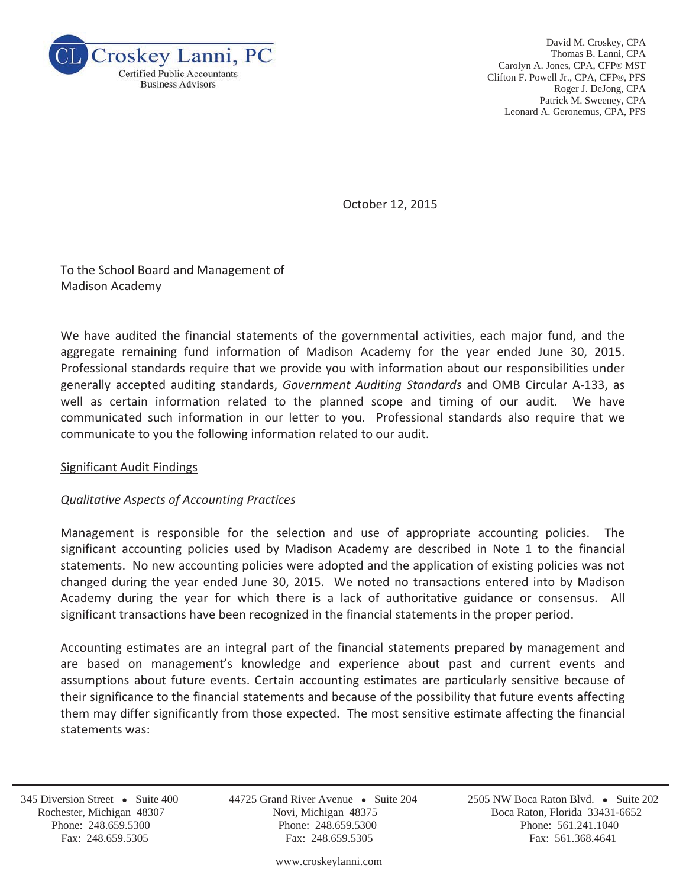Croskey Lanni, PC
Certified Public Accountants
Business Advisors

David M. Croskey, CPA
Thomas B. Lanni, CPA
Carolyn A. Jones, CPA, CFP® MST
Clifton F. Powell Jr., CPA, CFP®, PFS
Roger J. DeJong, CPA
Patrick M. Sweeney, CPA
Leonard A. Geronemus, CPA, PFS

October 12, 2015

To the School Board and Management of
Madison Academy

We have audited the financial statements of the governmental activities, each major fund, and the aggregate remaining fund information of Madison Academy for the year ended June 30, 2015. Professional standards require that we provide you with information about our responsibilities under generally accepted auditing standards, *Government Auditing Standards* and OMB Circular A-133, as well as certain information related to the planned scope and timing of our audit. We have communicated such information in our letter to you. Professional standards also require that we communicate to you the following information related to our audit.

Significant Audit Findings

*Qualitative Aspects of Accounting Practices*

Management is responsible for the selection and use of appropriate accounting policies. The significant accounting policies used by Madison Academy are described in Note 1 to the financial statements. No new accounting policies were adopted and the application of existing policies was not changed during the year ended June 30, 2015. We noted no transactions entered into by Madison Academy during the year for which there is a lack of authoritative guidance or consensus. All significant transactions have been recognized in the financial statements in the proper period.

Accounting estimates are an integral part of the financial statements prepared by management and are based on management's knowledge and experience about past and current events and assumptions about future events. Certain accounting estimates are particularly sensitive because of their significance to the financial statements and because of the possibility that future events affecting them may differ significantly from those expected. The most sensitive estimate affecting the financial statements was:

345 Diversion Street • Suite 400
Rochester, Michigan 48307
Phone: 248.659.5300
Fax: 248.659.5305

44725 Grand River Avenue • Suite 204
Novi, Michigan 48375
Phone: 248.659.5300
Fax: 248.659.5305

2505 NW Boca Raton Blvd. • Suite 202
Boca Raton, Florida 33431-6652
Phone: 561.241.1040
Fax: 561.368.4641

www.croskeylanni.com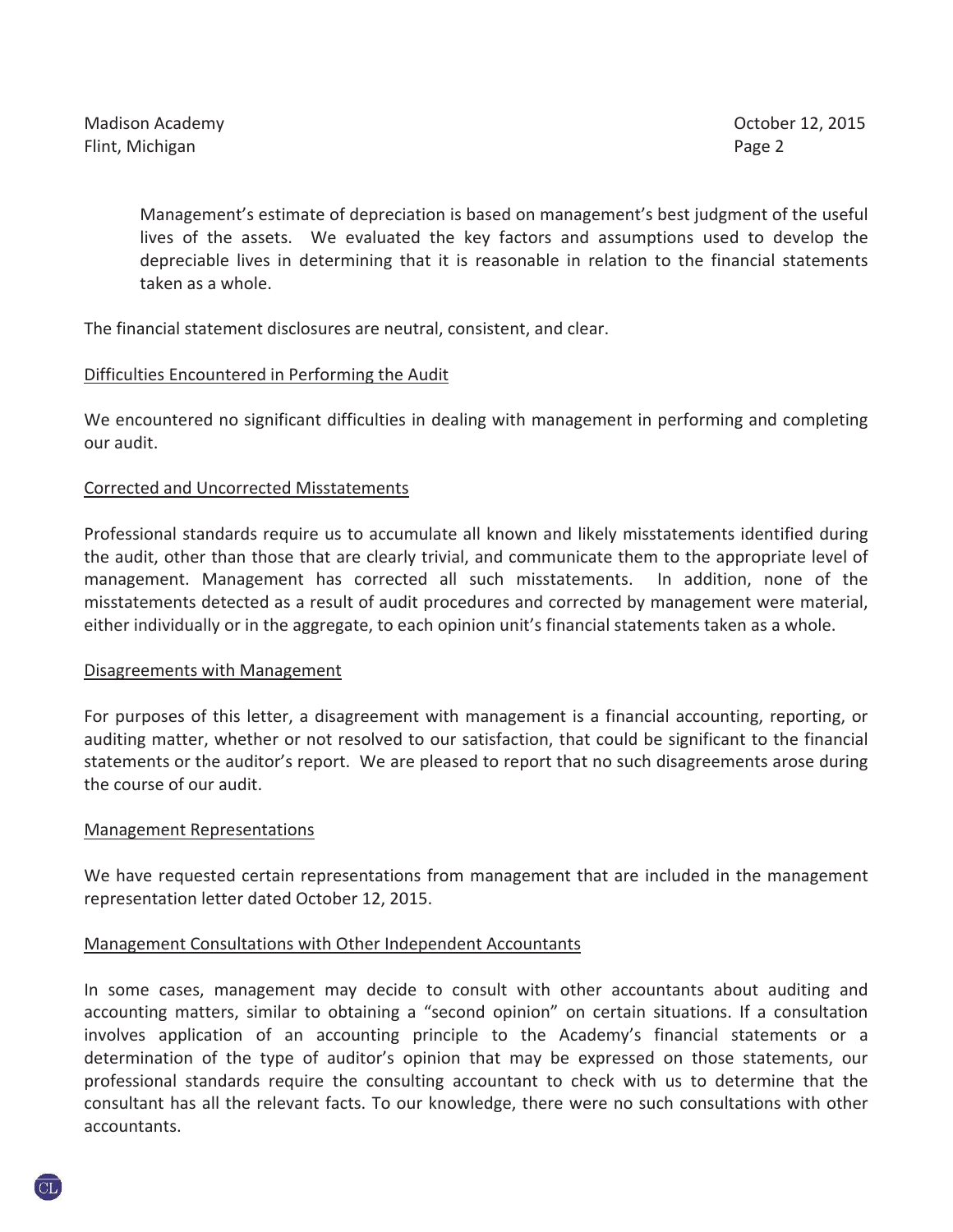Management's estimate of depreciation is based on management's best judgment of the useful lives of the assets. We evaluated the key factors and assumptions used to develop the depreciable lives in determining that it is reasonable in relation to the financial statements taken as a whole.

The financial statement disclosures are neutral, consistent, and clear.

### Difficulties Encountered in Performing the Audit

We encountered no significant difficulties in dealing with management in performing and completing our audit.

### Corrected and Uncorrected Misstatements

Professional standards require us to accumulate all known and likely misstatements identified during the audit, other than those that are clearly trivial, and communicate them to the appropriate level of management. Management has corrected all such misstatements. In addition, none of the misstatements detected as a result of audit procedures and corrected by management were material, either individually or in the aggregate, to each opinion unit's financial statements taken as a whole.

### Disagreements with Management

For purposes of this letter, a disagreement with management is a financial accounting, reporting, or auditing matter, whether or not resolved to our satisfaction, that could be significant to the financial statements or the auditor's report. We are pleased to report that no such disagreements arose during the course of our audit.

### Management Representations

We have requested certain representations from management that are included in the management representation letter dated October 12, 2015.

### Management Consultations with Other Independent Accountants

In some cases, management may decide to consult with other accountants about auditing and accounting matters, similar to obtaining a "second opinion" on certain situations. If a consultation involves application of an accounting principle to the Academy's financial statements or a determination of the type of auditor's opinion that may be expressed on those statements, our professional standards require the consulting accountant to check with us to determine that the consultant has all the relevant facts. To our knowledge, there were no such consultations with other accountants.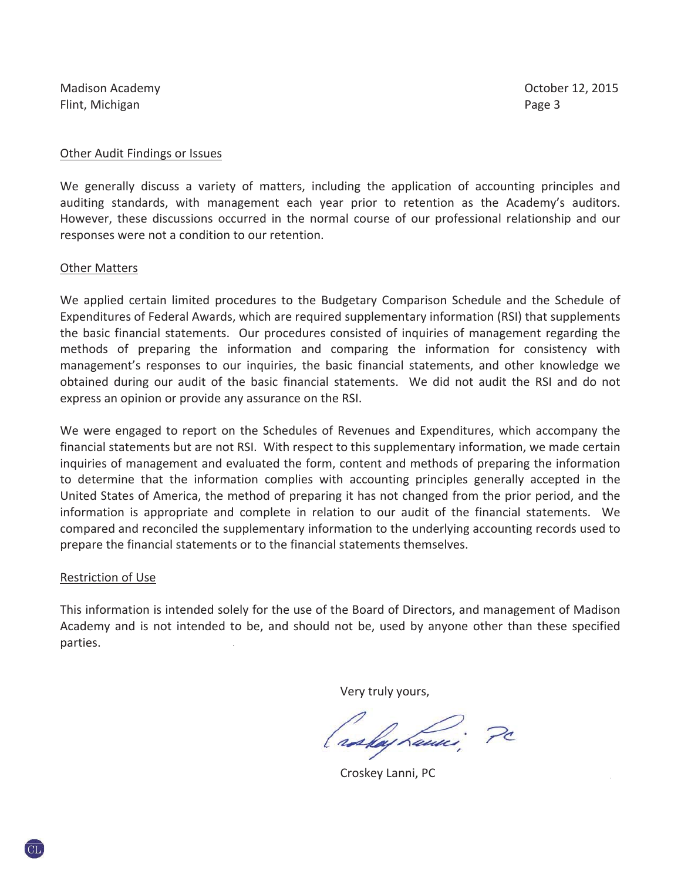Madison Academy
Flint, Michigan

October 12, 2015

Other Audit Findings or Issues

We generally discuss a variety of matters, including the application of accounting principles and auditing standards, with management each year prior to retention as the Academy's auditors. However, these discussions occurred in the normal course of our professional relationship and our responses were not a condition to our retention.

Other Matters

We applied certain limited procedures to the Budgetary Comparison Schedule and the Schedule of Expenditures of Federal Awards, which are required supplementary information (RSI) that supplements the basic financial statements. Our procedures consisted of inquiries of management regarding the methods of preparing the information and comparing the information for consistency with management's responses to our inquiries, the basic financial statements, and other knowledge we obtained during our audit of the basic financial statements. We did not audit the RSI and do not express an opinion or provide any assurance on the RSI.

We were engaged to report on the Schedules of Revenues and Expenditures, which accompany the financial statements but are not RSI. With respect to this supplementary information, we made certain inquiries of management and evaluated the form, content and methods of preparing the information to determine that the information complies with accounting principles generally accepted in the United States of America, the method of preparing it has not changed from the prior period, and the information is appropriate and complete in relation to our audit of the financial statements. We compared and reconciled the supplementary information to the underlying accounting records used to prepare the financial statements or to the financial statements themselves.

Restriction of Use

This information is intended solely for the use of the Board of Directors, and management of Madison Academy and is not intended to be, and should not be, used by anyone other than these specified parties.

Very truly yours,

Croskey Lanni, PC

Croskey Lanni, PC